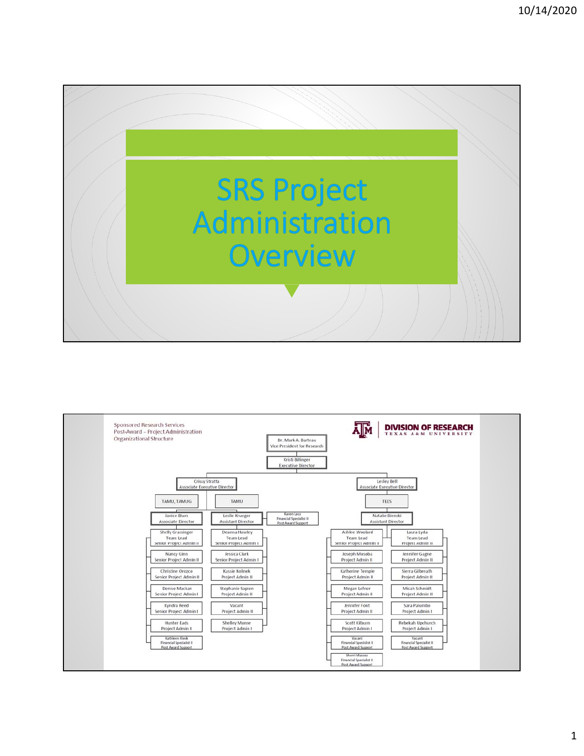# SRS Project Administration Overview

Sponsored Research Services
Post-Award – Project Administration
Organizational Structure

DIVISION OF RESEARCH
TEXAS A&M UNIVERSITY

- Dr. Mark A. Barteau, Vice President for Research
  - Kristi Billinger, Executive Director
    - Crissy Stratta, Associate Executive Director
      - TAMU, TAMUG
        - Janice Blum, Associate Director
          - Shelly Grassinger, Team Lead, Senior Project Admin II
          - Nancy Ginn, Senior Project Admin II
          - Christine Orozco, Senior Project Admin II
          - Denise Mackan, Senior Project Admin I
          - Kyndra Reed, Senior Project Admin I
          - Hunter Eads, Project Admin II
          - Kathleen Rieck, Financial Specialist II, Post Award Support
      - TAMU
        - Leslie Krueger, Assistant Director
          - Deanna Hawley, Team Lead, Senior Project Admin I
          - Jessica Clark, Senior Project Admin I
          - Kassie Kolinek, Project Admin II
          - Stephanie Sapien, Project Admin II
          - Vacant, Project Admin II
          - Shelley Munse, Project Admin I
      - Karen Lacy, Financial Specialist II, Post Award Support
    - Lesley Bell, Associate Executive Director
      - TEES
        - Natalie Bienski, Assistant Director
          - Ashlee Woolard, Team Lead, Senior Project Admin II
          - Joseph Musoba, Project Admin II
          - Katherine Temple, Project Admin II
          - Megan Lefner, Project Admin II
          - Jennifer Font, Project Admin II
          - Scott Kilburn, Project Admin I
          - Vacant, Financial Specialist I, Post Award Support
          - Sherri Massey, Financial Specialist II, Post Award Support
          - Laura Lyda, Team Lead, Project Admin II
          - Jennifer Gagne, Project Admin II
          - Sierra Gilbreath, Project Admin II
          - Micah Schmidt, Project Admin II
          - Sara Palumbo, Project Admin I
          - Rebekah Upchurch, Project Admin I
          - Vacant, Financial Specialist II, Post Award Support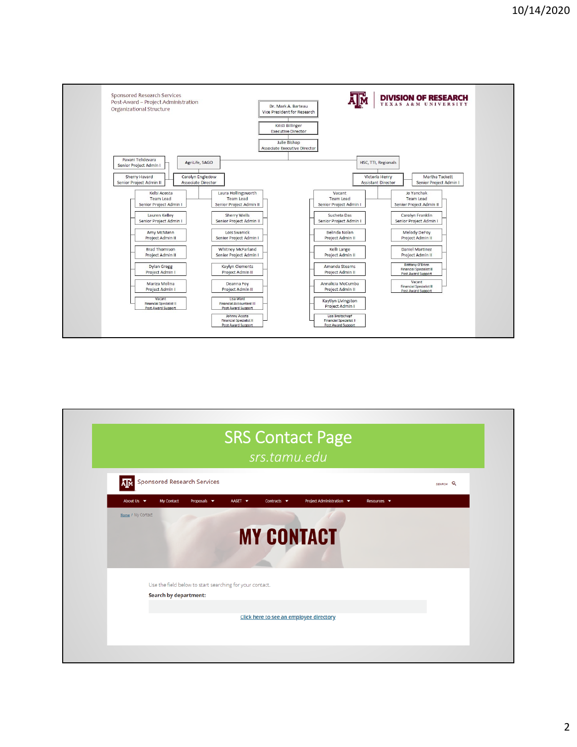Sponsored Research Services
Post-Award – Project Administration
Organizational Structure

**DIVISION OF RESEARCH**
TEXAS A&M UNIVERSITY

- Dr. Mark A. Barteau, Vice President for Research
  - Kristi Billinger, Executive Director
    - Julie Bishop, Associate Executive Director

**AgriLife, SAGO**

- Pavani Telidevara, Senior Project Admin I
- Sherry Havard, Senior Project Admin II
- Carolyn Engledow, Associate Director
  - Kelsi Acosta, Team Lead, Senior Project Admin I
    - Lauren Kelley, Senior Project Admin I
    - Amy McMann, Project Admin II
    - Brad Thomison, Project Admin II
    - Dylan Gregg, Project Admin I
    - Mariza Molina, Project Admin I
    - Vacant, Financial Specialist II, Post Award Support
  - Laura Hollingsworth, Team Lead, Senior Project Admin II
    - Sherry Wells, Senior Project Admin II
    - Lois Swanick, Senior Project Admin I
    - Whitney McFarland, Senior Project Admin I
    - Kaylyn Clements, Project Admin II
    - Deanna Foy, Project Admin II
    - Lisa Ward, Financial Accountant III, Post Award Support
    - Johnny Acosta, Financial Specialist II, Post Award Support

**HSC, TTI, Regionals**

- Victoria Henry, Assistant Director
- Martha Tackett, Senior Project Admin I
  - Vacant, Team Lead, Senior Project Admin I
    - Sucheta Das, Senior Project Admin I
    - Belinda Nolan, Project Admin II
    - Kelli Lange, Project Admin II
    - Amanda Stearns, Project Admin II
    - Annalicia McCumba, Project Admin II
    - Kaytlyn Livingston, Project Admin I
    - Lisa Breitschopf, Financial Specialist II, Post Award Support
  - Jo Yanchak, Team Lead, Senior Project Admin II
    - Carolyn Franklin, Senior Project Admin I
    - Melody DeFoy, Project Admin II
    - Daniel Martinez, Project Admin II
    - Brittany O'Brien, Financial Specialist II, Post Award Support
    - Vacant, Financial Specialist II, Post Award Support

# SRS Contact Page

*srs.tamu.edu*

Sponsored Research Services

About Us | My Contact | Proposals | AASET | Contracts | Project Administration | Resources

Home / My Contact

## MY CONTACT

Use the field below to start searching for your contact.

**Search by department:**

Click here to see an employee directory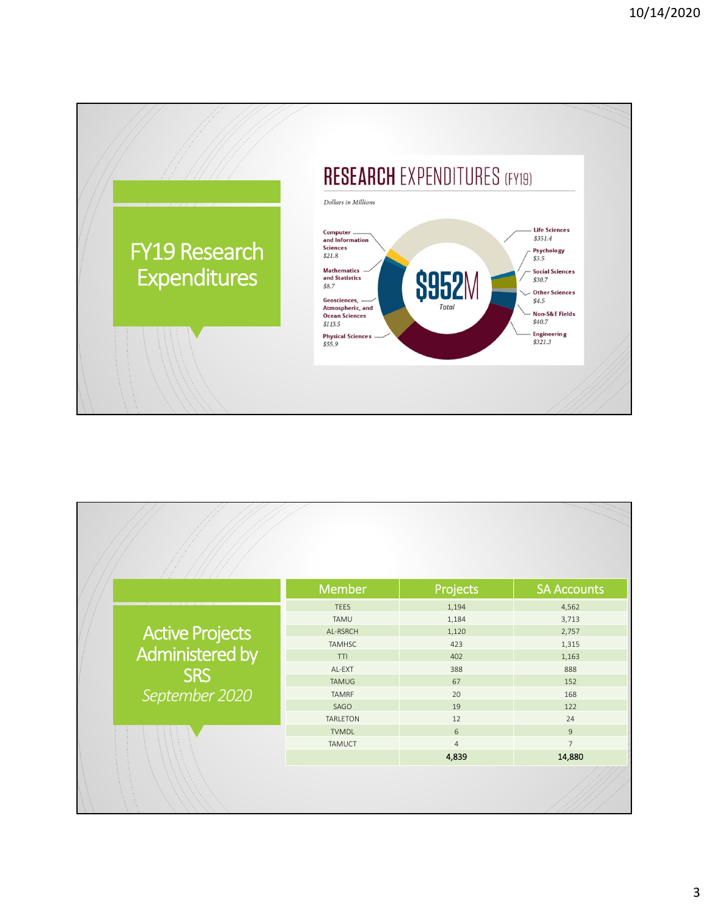## FY19 Research Expenditures

**RESEARCH EXPENDITURES (FY19)**

*Dollars in Millions*

**$952M** *Total*

- Computer and Information Sciences: $21.8
- Mathematics and Statistics: $8.7
- Geosciences, Atmospheric, and Ocean Sciences: $113.5
- Physical Sciences: $55.9
- Life Sciences: $351.4
- Psychology: $3.5
- Social Sciences: $30.7
- Other Sciences: $4.5
- Non-S&E Fields: $40.7
- Engineering: $321.3

## Active Projects Administered by SRS

*September 2020*

| Member | Projects | SA Accounts |
| --- | --- | --- |
| TEES | 1,194 | 4,562 |
| TAMU | 1,184 | 3,713 |
| AL-RSRCH | 1,120 | 2,757 |
| TAMHSC | 423 | 1,315 |
| TTI | 402 | 1,163 |
| AL-EXT | 388 | 888 |
| TAMUG | 67 | 152 |
| TAMRF | 20 | 168 |
| SAGO | 19 | 122 |
| TARLETON | 12 | 24 |
| TVMDL | 6 | 9 |
| TAMUCT | 4 | 7 |
| | **4,839** | **14,880** |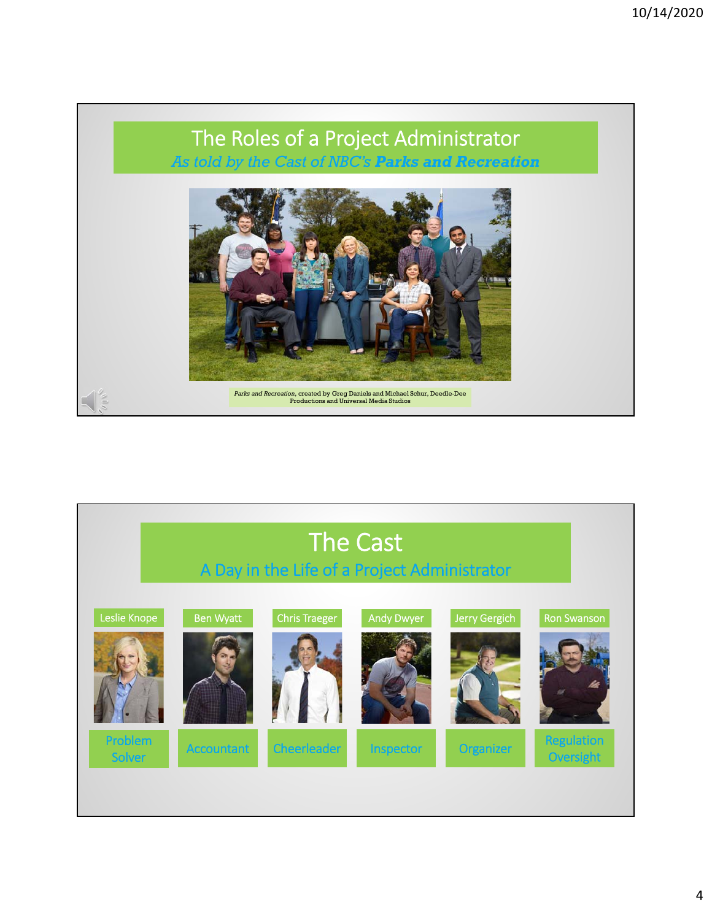# The Roles of a Project Administrator

*As told by the Cast of NBC's* ***Parks and Recreation***

*Parks and Recreation*, created by Greg Daniels and Michael Schur, Deedle-Dee Productions and Universal Media Studios

# The Cast

## A Day in the Life of a Project Administrator

| Leslie Knope | Ben Wyatt | Chris Traeger | Andy Dwyer | Jerry Gergich | Ron Swanson |
|---|---|---|---|---|---|
| Problem Solver | Accountant | Cheerleader | Inspector | Organizer | Regulation Oversight |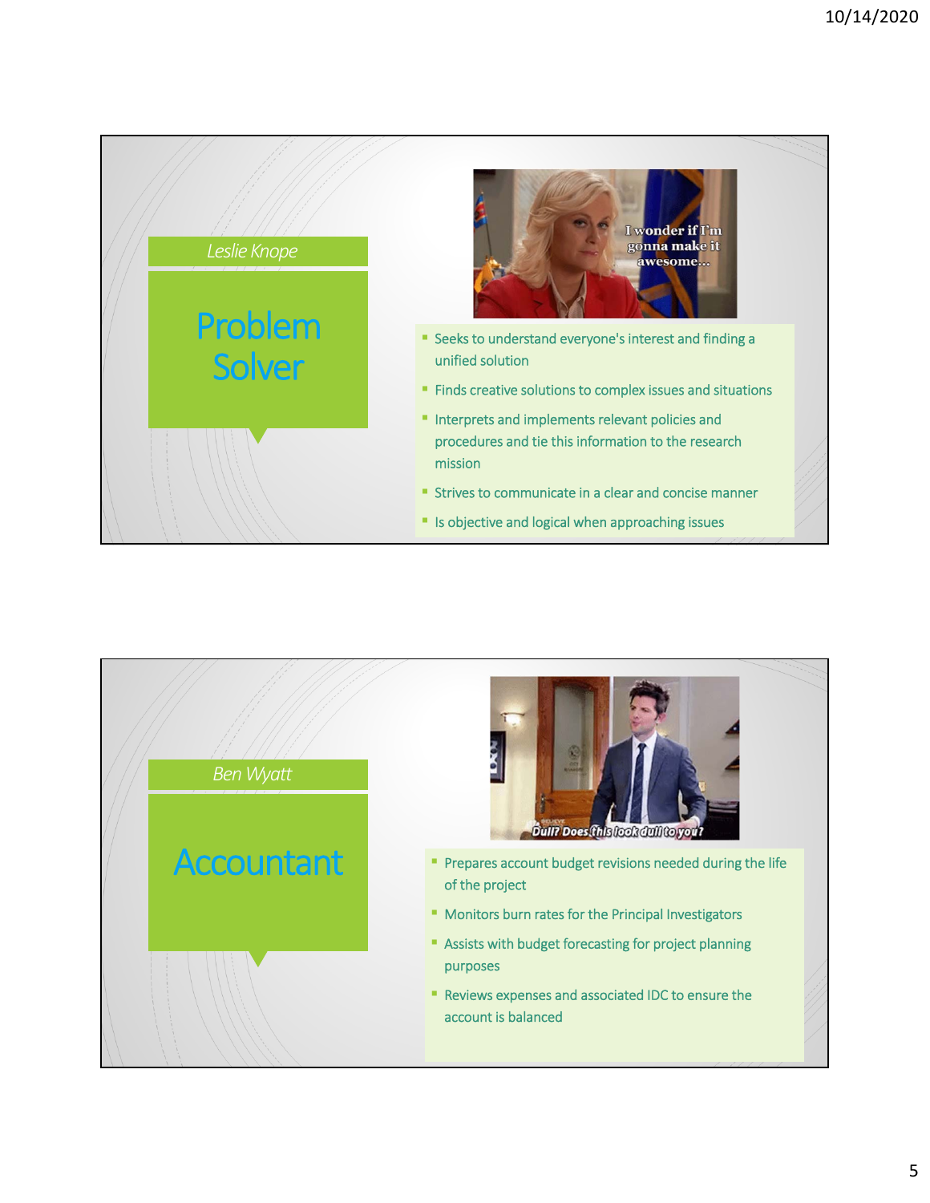*Leslie Knope*

## Problem Solver

- Seeks to understand everyone's interest and finding a unified solution
- Finds creative solutions to complex issues and situations
- Interprets and implements relevant policies and procedures and tie this information to the research mission
- Strives to communicate in a clear and concise manner
- Is objective and logical when approaching issues

*Ben Wyatt*

## Accountant

- Prepares account budget revisions needed during the life of the project
- Monitors burn rates for the Principal Investigators
- Assists with budget forecasting for project planning purposes
- Reviews expenses and associated IDC to ensure the account is balanced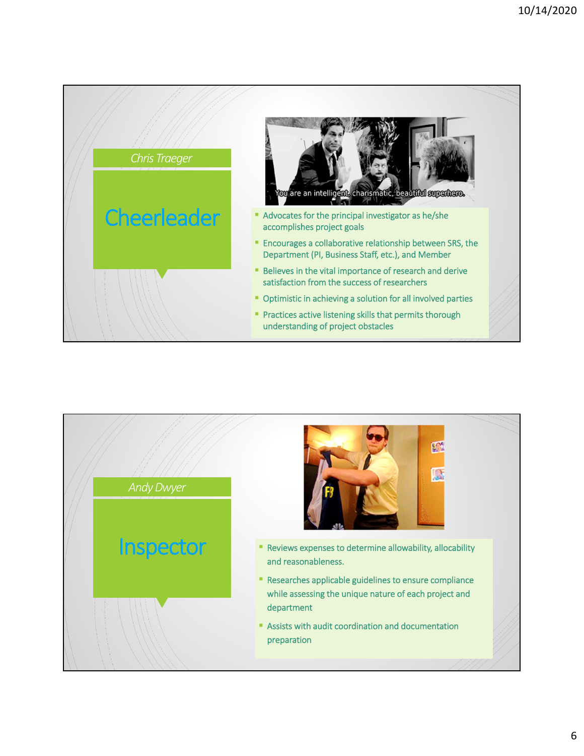## Chris Traeger

# Cheerleader

You are an intelligent, charismatic, beautiful superhero.

- Advocates for the principal investigator as he/she accomplishes project goals
- Encourages a collaborative relationship between SRS, the Department (PI, Business Staff, etc.), and Member
- Believes in the vital importance of research and derive satisfaction from the success of researchers
- Optimistic in achieving a solution for all involved parties
- Practices active listening skills that permits thorough understanding of project obstacles

## Andy Dwyer

# Inspector

- Reviews expenses to determine allowability, allocability and reasonableness.
- Researches applicable guidelines to ensure compliance while assessing the unique nature of each project and department
- Assists with audit coordination and documentation preparation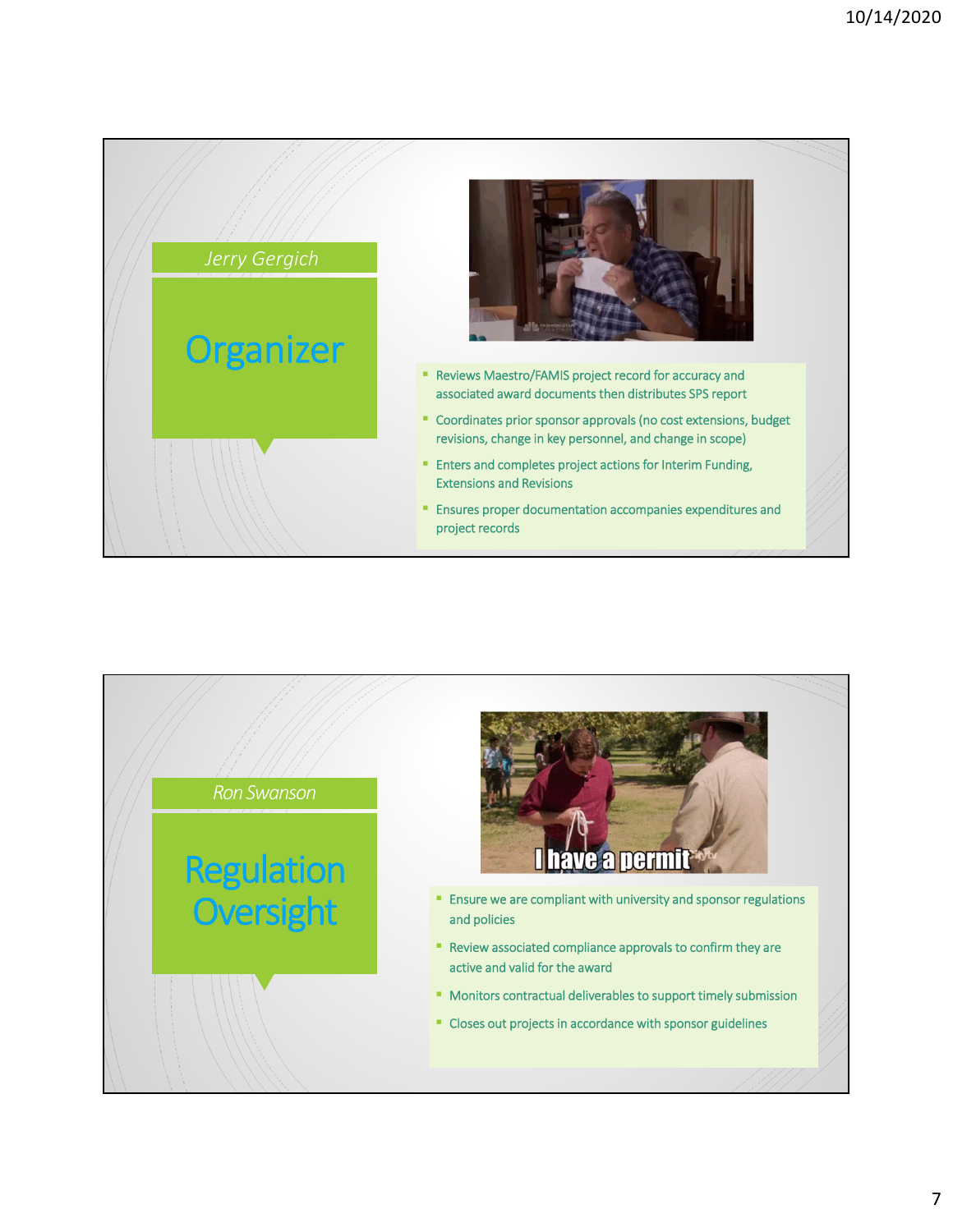## Jerry Gergich

# Organizer

- Reviews Maestro/FAMIS project record for accuracy and associated award documents then distributes SPS report
- Coordinates prior sponsor approvals (no cost extensions, budget revisions, change in key personnel, and change in scope)
- Enters and completes project actions for Interim Funding, Extensions and Revisions
- Ensures proper documentation accompanies expenditures and project records

## Ron Swanson

# Regulation Oversight

- Ensure we are compliant with university and sponsor regulations and policies
- Review associated compliance approvals to confirm they are active and valid for the award
- Monitors contractual deliverables to support timely submission
- Closes out projects in accordance with sponsor guidelines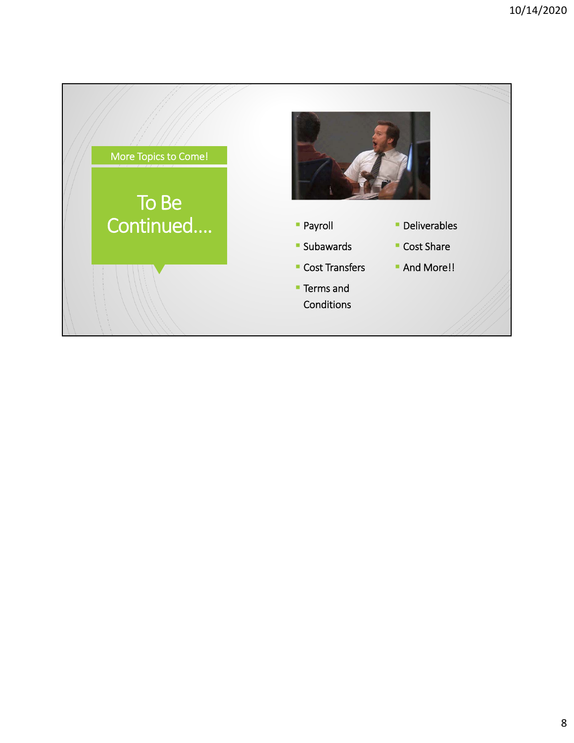More Topics to Come!

# To Be Continued....

- Payroll
- Subawards
- Cost Transfers
- Terms and Conditions
- Deliverables
- Cost Share
- And More!!